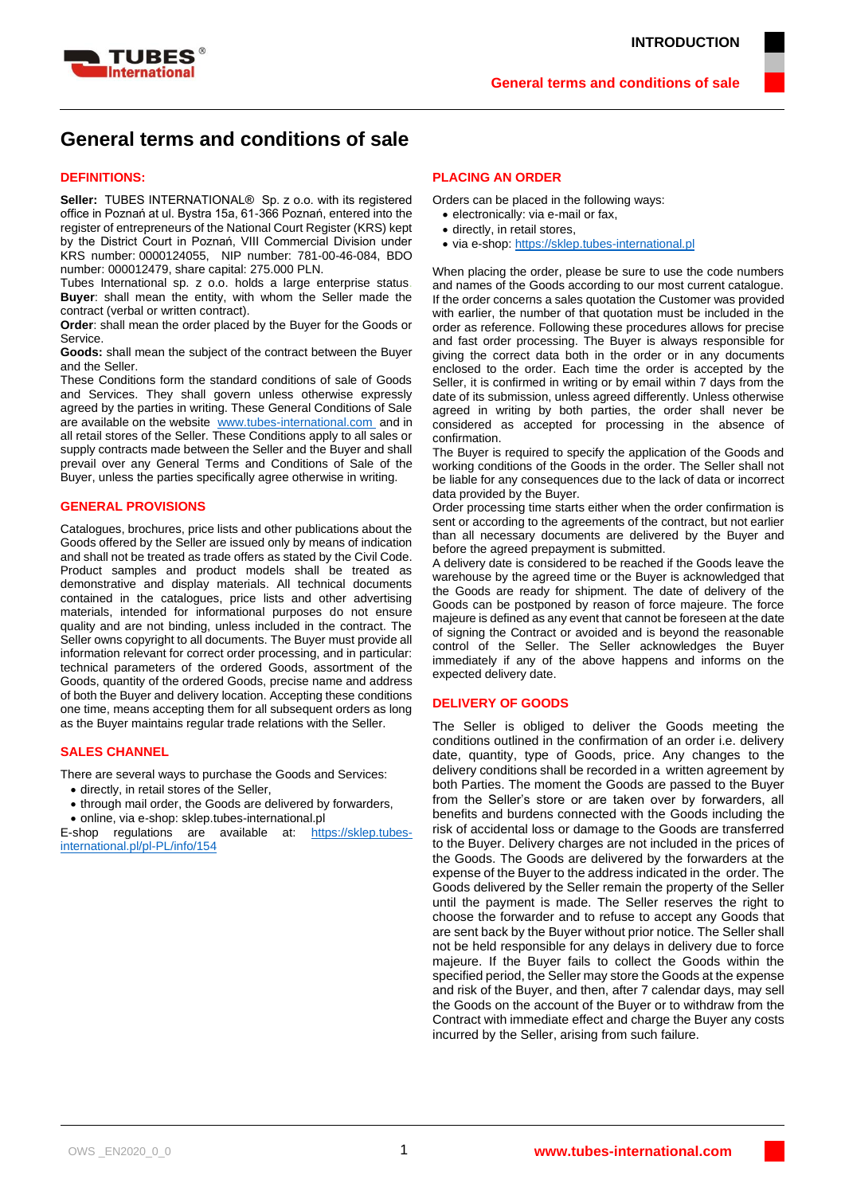# General terms and conditions of sale

## DEFINITIONS:

**Seller:** TUBES INTERNATIONAL® Sp. z o.o. with its registered office in Poznań at ul. Bystra 15a, 61-366 Poznań, entered into the register of entrepreneurs of the National Court Register (KRS) kept by the District Court in Poznań, VIII Commercial Division under KRS number: 0000124055, NIP number: 781-00-46-084, BDO number: 000012479, share capital: 275.000 PLN.
Tubes International sp. z o.o. holds a large enterprise status
**Buyer**: shall mean the entity, with whom the Seller made the contract (verbal or written contract).
**Order**: shall mean the order placed by the Buyer for the Goods or Service.
**Goods:** shall mean the subject of the contract between the Buyer and the Seller.
These Conditions form the standard conditions of sale of Goods and Services. They shall govern unless otherwise expressly agreed by the parties in writing. These General Conditions of Sale are available on the website www.tubes-international.com and in all retail stores of the Seller. These Conditions apply to all sales or supply contracts made between the Seller and the Buyer and shall prevail over any General Terms and Conditions of Sale of the Buyer, unless the parties specifically agree otherwise in writing.

## GENERAL PROVISIONS

Catalogues, brochures, price lists and other publications about the Goods offered by the Seller are issued only by means of indication and shall not be treated as trade offers as stated by the Civil Code. Product samples and product models shall be treated as demonstrative and display materials. All technical documents contained in the catalogues, price lists and other advertising materials, intended for informational purposes do not ensure quality and are not binding, unless included in the contract. The Seller owns copyright to all documents. The Buyer must provide all information relevant for correct order processing, and in particular: technical parameters of the ordered Goods, assortment of the Goods, quantity of the ordered Goods, precise name and address of both the Buyer and delivery location. Accepting these conditions one time, means accepting them for all subsequent orders as long as the Buyer maintains regular trade relations with the Seller.

## SALES CHANNEL

There are several ways to purchase the Goods and Services:

- directly, in retail stores of the Seller,
- through mail order, the Goods are delivered by forwarders,
- online, via e-shop: sklep.tubes-international.pl

E-shop regulations are available at: https://sklep.tubes-international.pl/pl-PL/info/154

## PLACING AN ORDER

Orders can be placed in the following ways:

- electronically: via e-mail or fax,
- directly, in retail stores,
- via e-shop: https://sklep.tubes-international.pl

When placing the order, please be sure to use the code numbers and names of the Goods according to our most current catalogue. If the order concerns a sales quotation the Customer was provided with earlier, the number of that quotation must be included in the order as reference. Following these procedures allows for precise and fast order processing. The Buyer is always responsible for giving the correct data both in the order or in any documents enclosed to the order. Each time the order is accepted by the Seller, it is confirmed in writing or by email within 7 days from the date of its submission, unless agreed differently. Unless otherwise agreed in writing by both parties, the order shall never be considered as accepted for processing in the absence of confirmation.
The Buyer is required to specify the application of the Goods and working conditions of the Goods in the order. The Seller shall not be liable for any consequences due to the lack of data or incorrect data provided by the Buyer.
Order processing time starts either when the order confirmation is sent or according to the agreements of the contract, but not earlier than all necessary documents are delivered by the Buyer and before the agreed prepayment is submitted.
A delivery date is considered to be reached if the Goods leave the warehouse by the agreed time or the Buyer is acknowledged that the Goods are ready for shipment. The date of delivery of the Goods can be postponed by reason of force majeure. The force majeure is defined as any event that cannot be foreseen at the date of signing the Contract or avoided and is beyond the reasonable control of the Seller. The Seller acknowledges the Buyer immediately if any of the above happens and informs on the expected delivery date.

## DELIVERY OF GOODS

The Seller is obliged to deliver the Goods meeting the conditions outlined in the confirmation of an order i.e. delivery date, quantity, type of Goods, price. Any changes to the delivery conditions shall be recorded in a written agreement by both Parties. The moment the Goods are passed to the Buyer from the Seller's store or are taken over by forwarders, all benefits and burdens connected with the Goods including the risk of accidental loss or damage to the Goods are transferred to the Buyer. Delivery charges are not included in the prices of the Goods. The Goods are delivered by the forwarders at the expense of the Buyer to the address indicated in the order. The Goods delivered by the Seller remain the property of the Seller until the payment is made. The Seller reserves the right to choose the forwarder and to refuse to accept any Goods that are sent back by the Buyer without prior notice. The Seller shall not be held responsible for any delays in delivery due to force majeure. If the Buyer fails to collect the Goods within the specified period, the Seller may store the Goods at the expense and risk of the Buyer, and then, after 7 calendar days, may sell the Goods on the account of the Buyer or to withdraw from the Contract with immediate effect and charge the Buyer any costs incurred by the Seller, arising from such failure.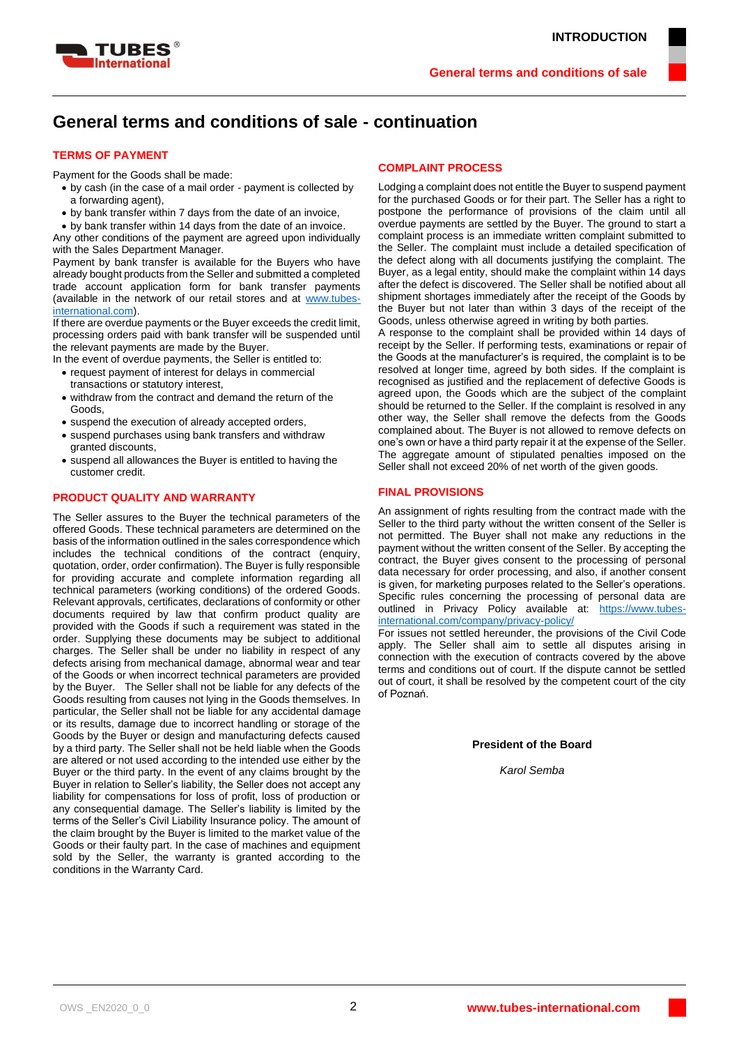# General terms and conditions of sale - continuation

## TERMS OF PAYMENT

Payment for the Goods shall be made:

- by cash (in the case of a mail order - payment is collected by a forwarding agent),
- by bank transfer within 7 days from the date of an invoice,
- by bank transfer within 14 days from the date of an invoice.

Any other conditions of the payment are agreed upon individually with the Sales Department Manager.

Payment by bank transfer is available for the Buyers who have already bought products from the Seller and submitted a completed trade account application form for bank transfer payments (available in the network of our retail stores and at www.tubes-international.com).

If there are overdue payments or the Buyer exceeds the credit limit, processing orders paid with bank transfer will be suspended until the relevant payments are made by the Buyer.

In the event of overdue payments, the Seller is entitled to:

- request payment of interest for delays in commercial transactions or statutory interest,
- withdraw from the contract and demand the return of the Goods,
- suspend the execution of already accepted orders,
- suspend purchases using bank transfers and withdraw granted discounts,
- suspend all allowances the Buyer is entitled to having the customer credit.

## PRODUCT QUALITY AND WARRANTY

The Seller assures to the Buyer the technical parameters of the offered Goods. These technical parameters are determined on the basis of the information outlined in the sales correspondence which includes the technical conditions of the contract (enquiry, quotation, order, order confirmation). The Buyer is fully responsible for providing accurate and complete information regarding all technical parameters (working conditions) of the ordered Goods. Relevant approvals, certificates, declarations of conformity or other documents required by law that confirm product quality are provided with the Goods if such a requirement was stated in the order. Supplying these documents may be subject to additional charges. The Seller shall be under no liability in respect of any defects arising from mechanical damage, abnormal wear and tear of the Goods or when incorrect technical parameters are provided by the Buyer. The Seller shall not be liable for any defects of the Goods resulting from causes not lying in the Goods themselves. In particular, the Seller shall not be liable for any accidental damage or its results, damage due to incorrect handling or storage of the Goods by the Buyer or design and manufacturing defects caused by a third party. The Seller shall not be held liable when the Goods are altered or not used according to the intended use either by the Buyer or the third party. In the event of any claims brought by the Buyer in relation to Seller's liability, the Seller does not accept any liability for compensations for loss of profit, loss of production or any consequential damage. The Seller's liability is limited by the terms of the Seller's Civil Liability Insurance policy. The amount of the claim brought by the Buyer is limited to the market value of the Goods or their faulty part. In the case of machines and equipment sold by the Seller, the warranty is granted according to the conditions in the Warranty Card.

## COMPLAINT PROCESS

Lodging a complaint does not entitle the Buyer to suspend payment for the purchased Goods or for their part. The Seller has a right to postpone the performance of provisions of the claim until all overdue payments are settled by the Buyer. The ground to start a complaint process is an immediate written complaint submitted to the Seller. The complaint must include a detailed specification of the defect along with all documents justifying the complaint. The Buyer, as a legal entity, should make the complaint within 14 days after the defect is discovered. The Seller shall be notified about all shipment shortages immediately after the receipt of the Goods by the Buyer but not later than within 3 days of the receipt of the Goods, unless otherwise agreed in writing by both parties.

A response to the complaint shall be provided within 14 days of receipt by the Seller. If performing tests, examinations or repair of the Goods at the manufacturer's is required, the complaint is to be resolved at longer time, agreed by both sides. If the complaint is recognised as justified and the replacement of defective Goods is agreed upon, the Goods which are the subject of the complaint should be returned to the Seller. If the complaint is resolved in any other way, the Seller shall remove the defects from the Goods complained about. The Buyer is not allowed to remove defects on one's own or have a third party repair it at the expense of the Seller. The aggregate amount of stipulated penalties imposed on the Seller shall not exceed 20% of net worth of the given goods.

## FINAL PROVISIONS

An assignment of rights resulting from the contract made with the Seller to the third party without the written consent of the Seller is not permitted. The Buyer shall not make any reductions in the payment without the written consent of the Seller. By accepting the contract, the Buyer gives consent to the processing of personal data necessary for order processing, and also, if another consent is given, for marketing purposes related to the Seller's operations. Specific rules concerning the processing of personal data are outlined in Privacy Policy available at: https://www.tubes-international.com/company/privacy-policy/

For issues not settled hereunder, the provisions of the Civil Code apply. The Seller shall aim to settle all disputes arising in connection with the execution of contracts covered by the above terms and conditions out of court. If the dispute cannot be settled out of court, it shall be resolved by the competent court of the city of Poznań.

**President of the Board**

*Karol Semba*